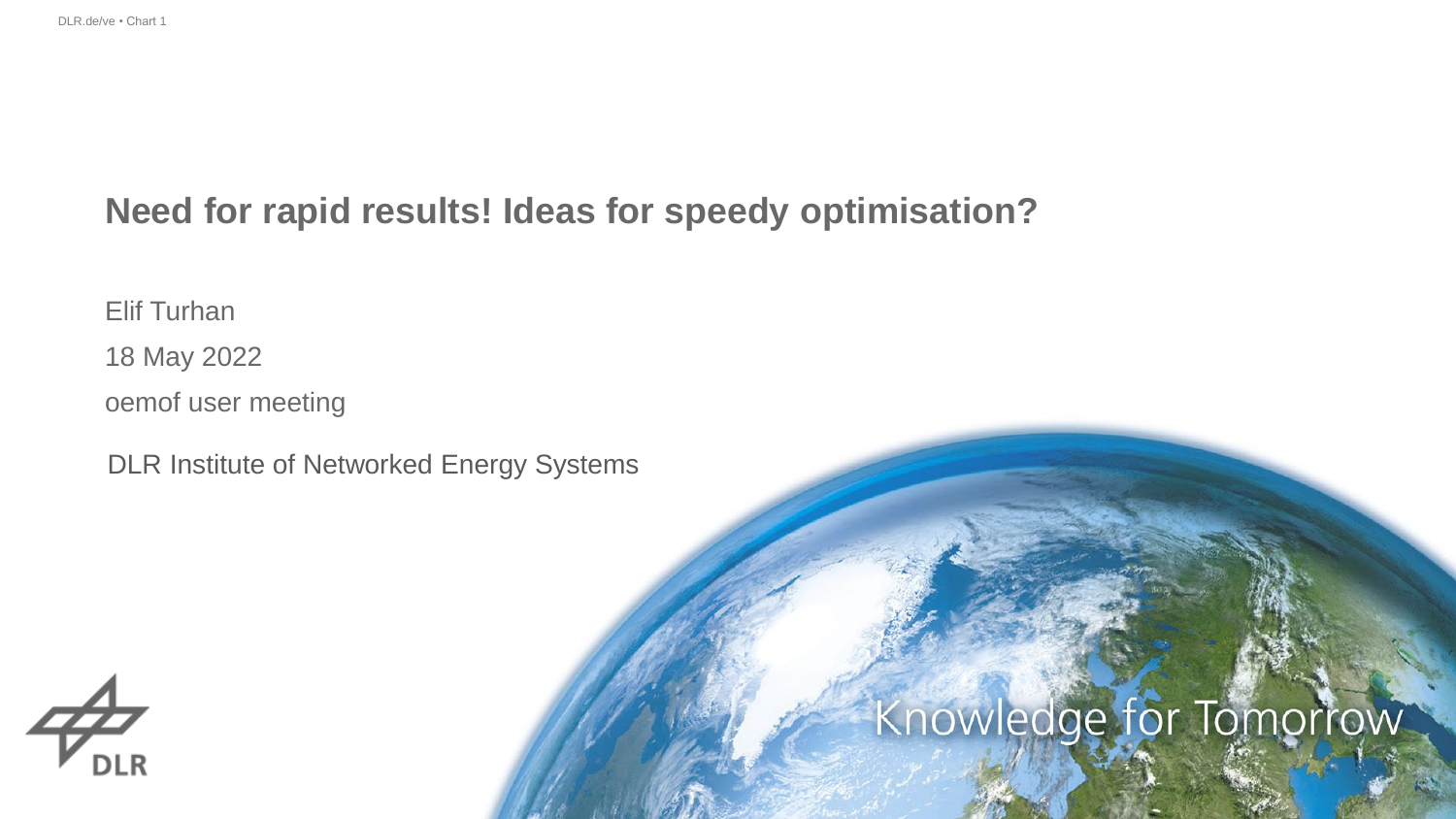# Need for rapid results! Ideas for speedy optimisation?

Elif Turhan

18 May 2022

oemof user meeting

DLR Institute of Networked Energy Systems

Knowledge for Tomorrow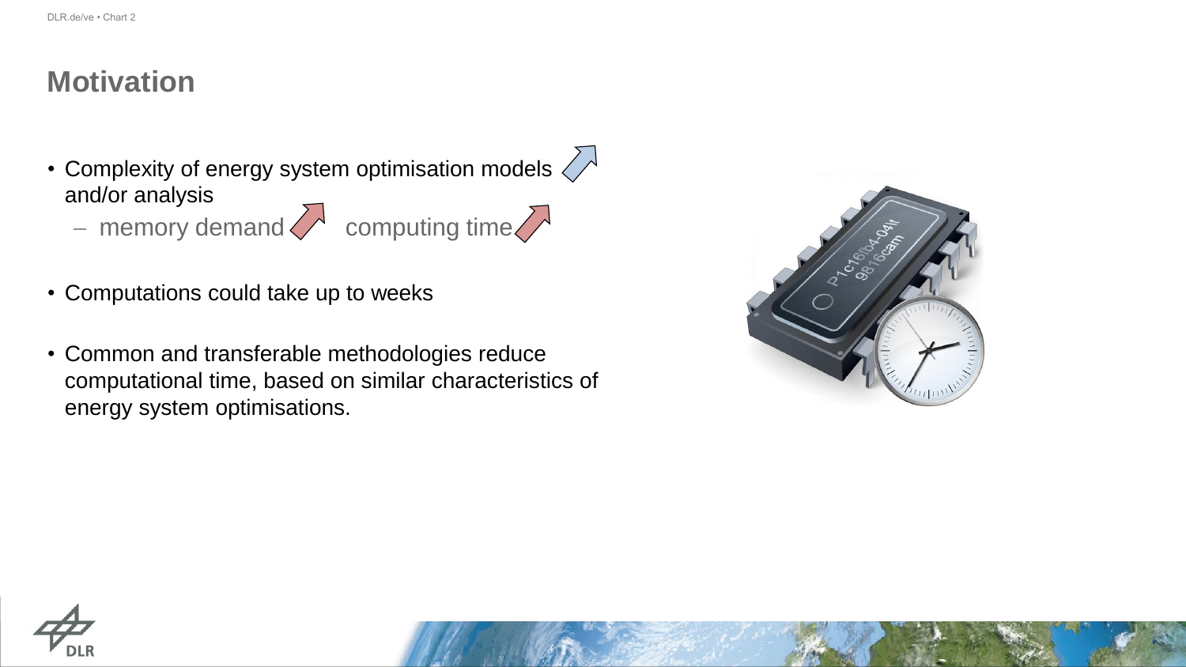# Motivation

- Complexity of energy system optimisation models ↗ and/or analysis
  - memory demand ↗ computing time ↗
- Computations could take up to weeks
- Common and transferable methodologies reduce computational time, based on similar characteristics of energy system optimisations.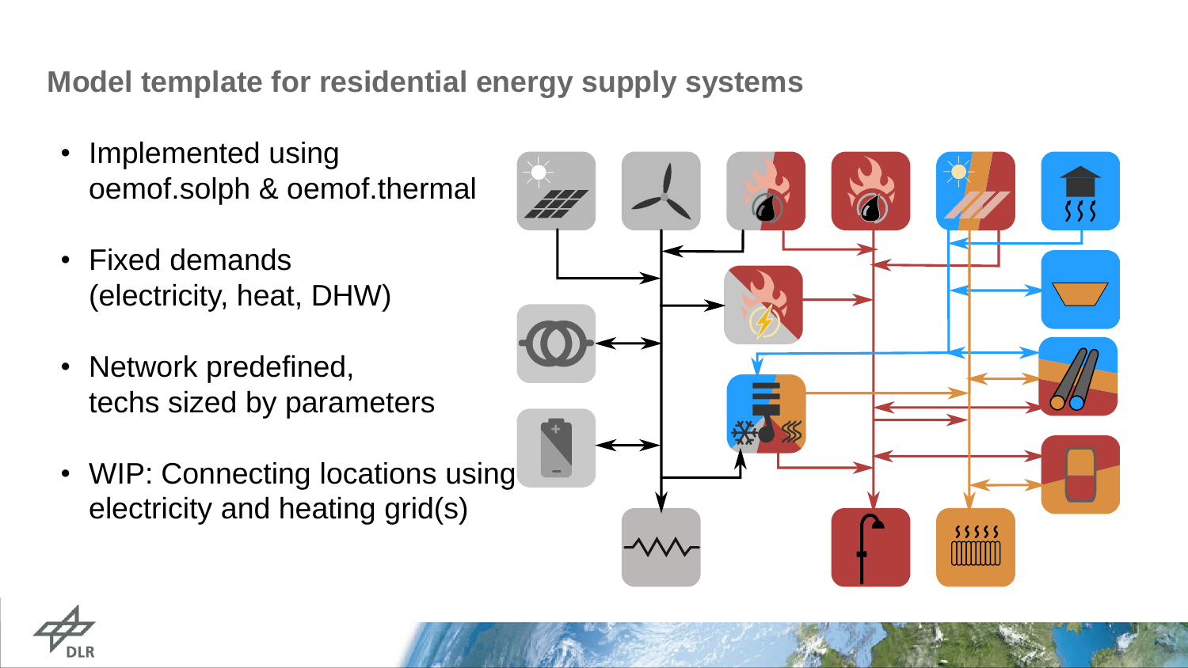## Model template for residential energy supply systems

- Implemented using oemof.solph & oemof.thermal
- Fixed demands (electricity, heat, DHW)
- Network predefined, techs sized by parameters
- WIP: Connecting locations using electricity and heating grid(s)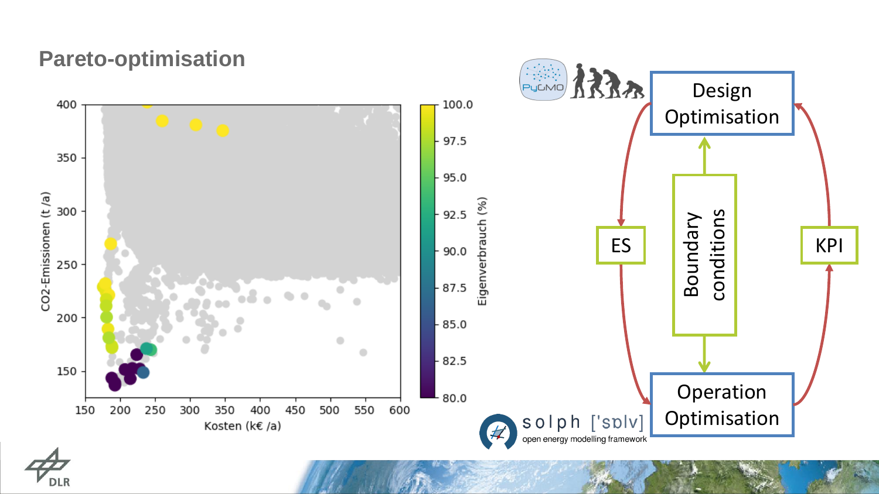# Pareto-optimisation

CO2-Emissionen (t /a)

Kosten (k€ /a)

Eigenverbrauch (%)

PyGMO

Design Optimisation

ES

Boundary conditions

KPI

Operation Optimisation

solph ['sɒlv]

open energy modelling framework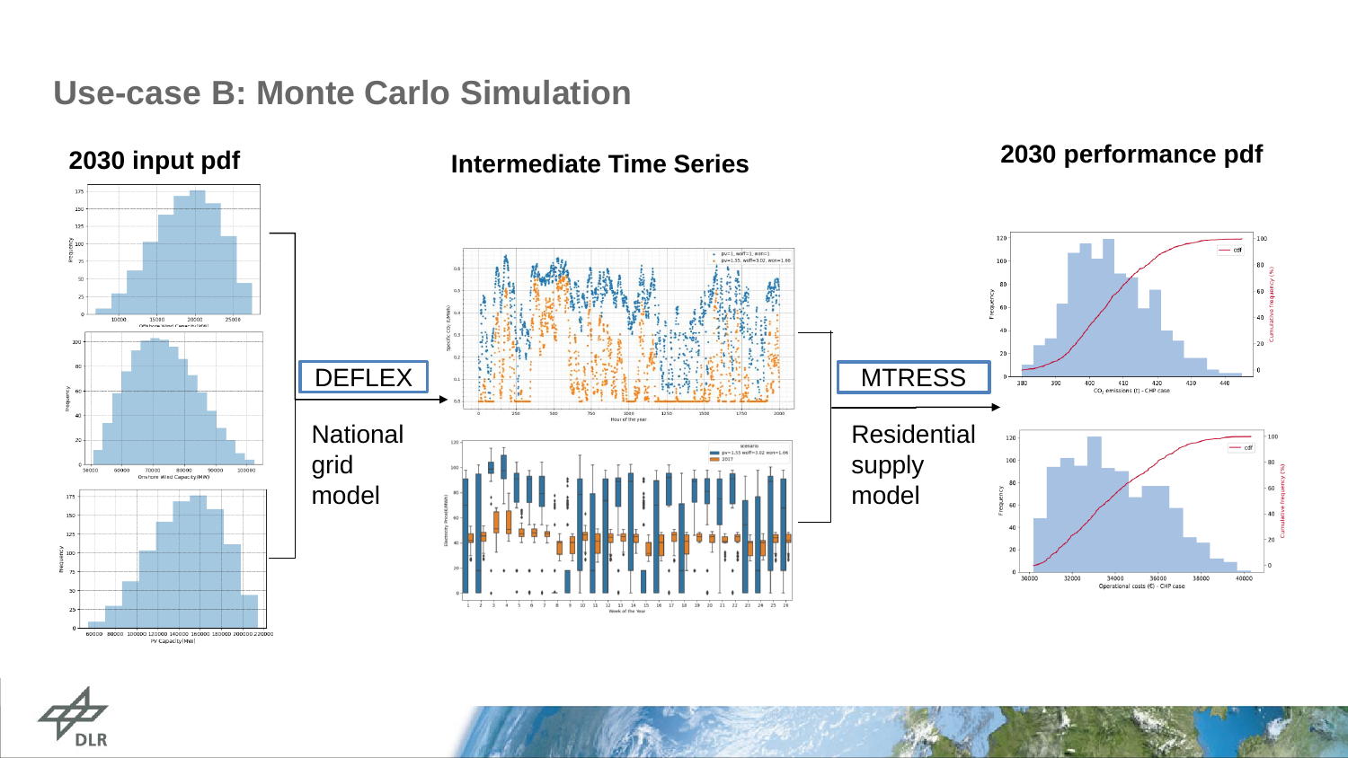# Use-case B: Monte Carlo Simulation

**2030 input pdf**

**Intermediate Time Series**

**2030 performance pdf**

DEFLEX

National grid model

MTRESS

Residential supply model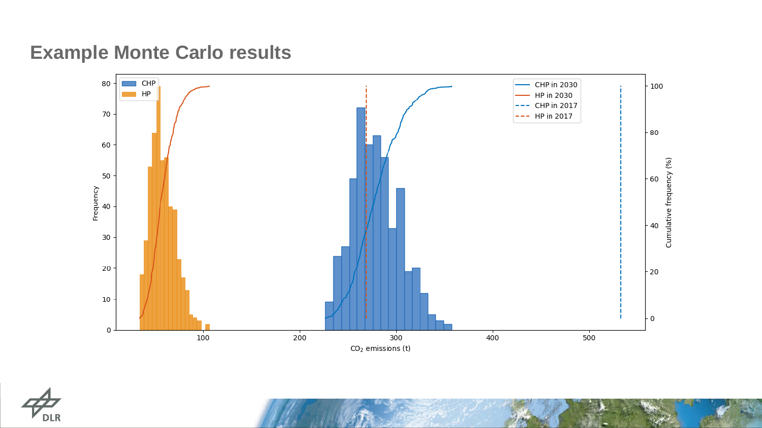# Example Monte Carlo results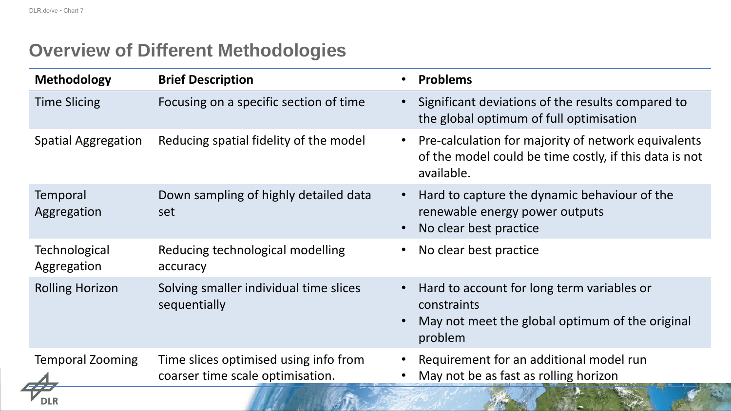# Overview of Different Methodologies

| Methodology | Brief Description | Problems |
|---|---|---|
| Time Slicing | Focusing on a specific section of time | • Significant deviations of the results compared to the global optimum of full optimisation |
| Spatial Aggregation | Reducing spatial fidelity of the model | • Pre-calculation for majority of network equivalents of the model could be time costly, if this data is not available. |
| Temporal Aggregation | Down sampling of highly detailed data set | • Hard to capture the dynamic behaviour of the renewable energy power outputs<br>• No clear best practice |
| Technological Aggregation | Reducing technological modelling accuracy | • No clear best practice |
| Rolling Horizon | Solving smaller individual time slices sequentially | • Hard to account for long term variables or constraints<br>• May not meet the global optimum of the original problem |
| Temporal Zooming | Time slices optimised using info from coarser time scale optimisation. | • Requirement for an additional model run<br>• May not be as fast as rolling horizon |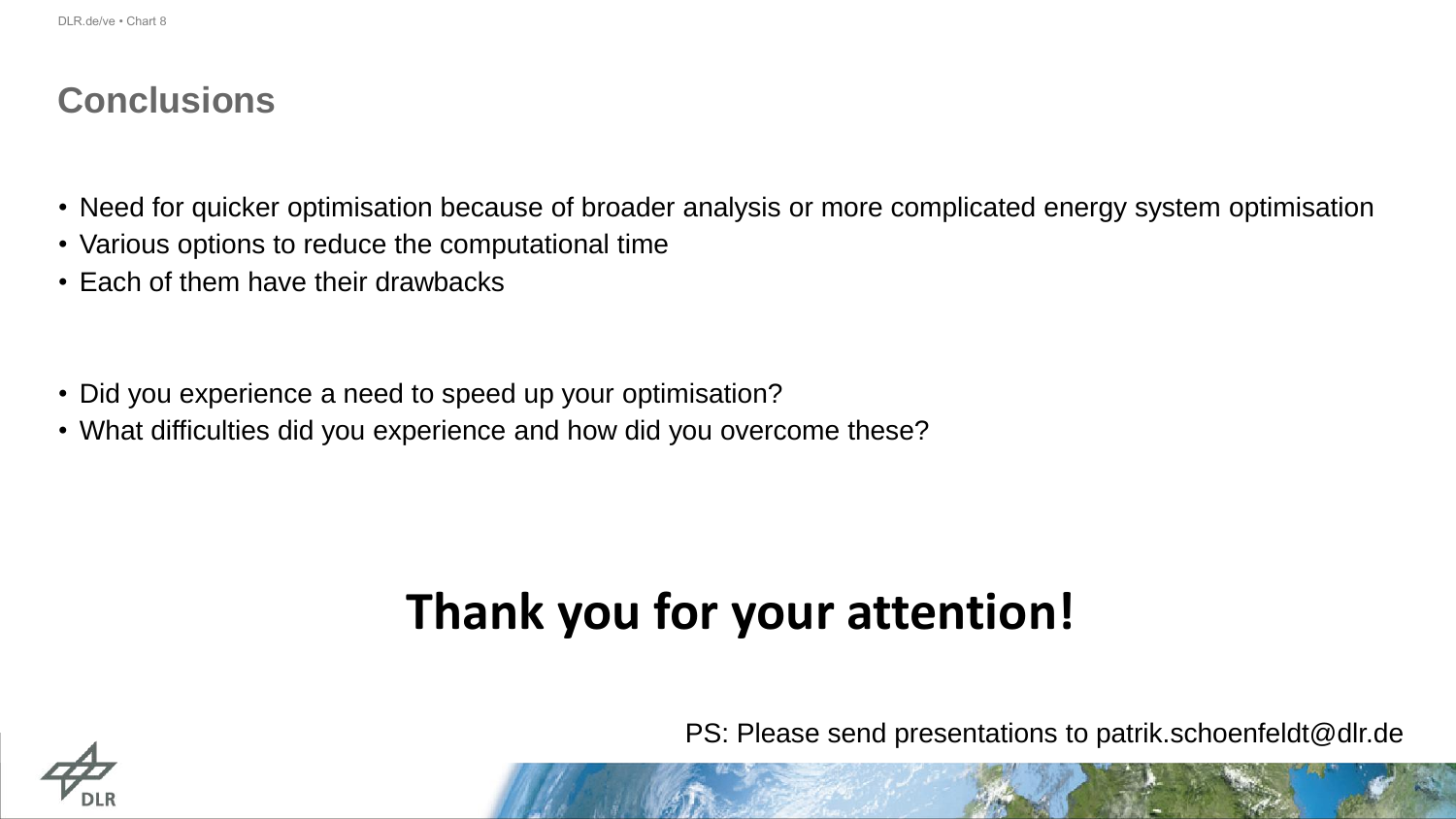# Conclusions

- Need for quicker optimisation because of broader analysis or more complicated energy system optimisation
- Various options to reduce the computational time
- Each of them have their drawbacks

- Did you experience a need to speed up your optimisation?
- What difficulties did you experience and how did you overcome these?

**Thank you for your attention!**

PS: Please send presentations to patrik.schoenfeldt@dlr.de